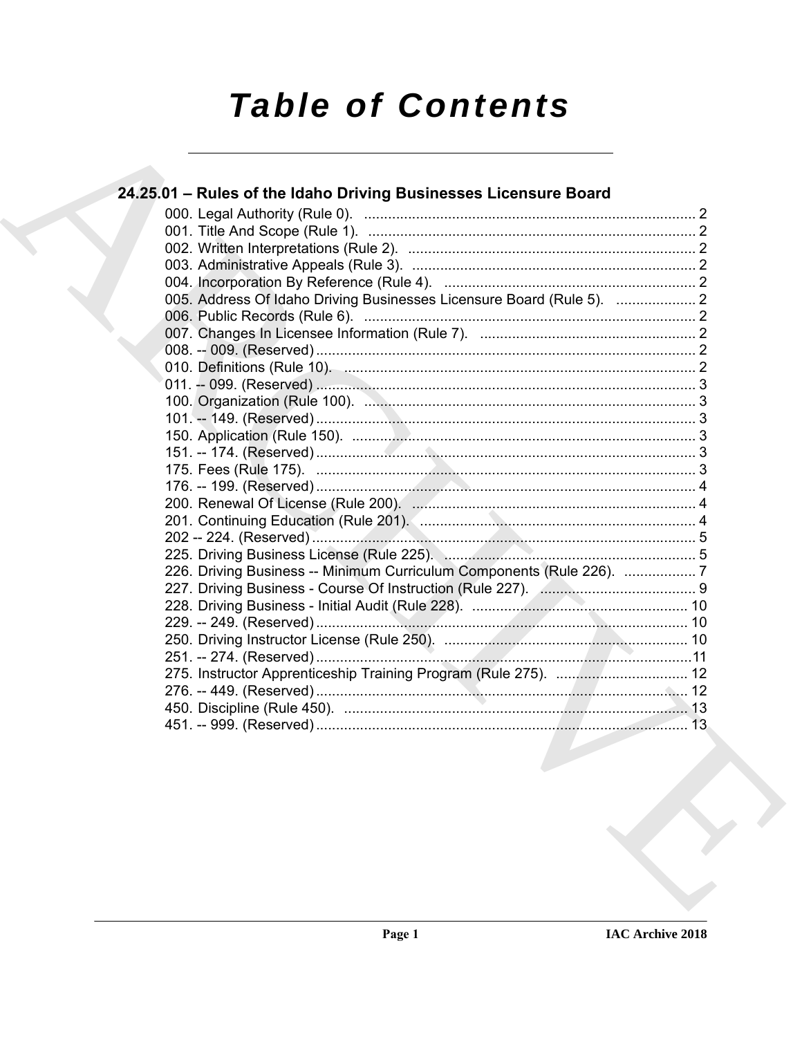# *Table of Contents*

## 24.25.01 – Rules of the Idaho Driving Businesses Licensure Board

000. Legal Authority (Rule 0). .......... 2
001. Title And Scope (Rule 1). .......... 2
002. Written Interpretations (Rule 2). .......... 2
003. Administrative Appeals (Rule 3). .......... 2
004. Incorporation By Reference (Rule 4). .......... 2
005. Address Of Idaho Driving Businesses Licensure Board (Rule 5). .......... 2
006. Public Records (Rule 6). .......... 2
007. Changes In Licensee Information (Rule 7). .......... 2
008. -- 009. (Reserved) .......... 2
010. Definitions (Rule 10). .......... 2
011. -- 099. (Reserved) .......... 3
100. Organization (Rule 100). .......... 3
101. -- 149. (Reserved) .......... 3
150. Application (Rule 150). .......... 3
151. -- 174. (Reserved) .......... 3
175. Fees (Rule 175). .......... 3
176. -- 199. (Reserved) .......... 4
200. Renewal Of License (Rule 200). .......... 4
201. Continuing Education (Rule 201). .......... 4
202 -- 224. (Reserved) .......... 5
225. Driving Business License (Rule 225). .......... 5
226. Driving Business -- Minimum Curriculum Components (Rule 226). .......... 7
227. Driving Business - Course Of Instruction (Rule 227). .......... 9
228. Driving Business - Initial Audit (Rule 228). .......... 10
229. -- 249. (Reserved) .......... 10
250. Driving Instructor License (Rule 250). .......... 10
251. -- 274. (Reserved) .......... 11
275. Instructor Apprenticeship Training Program (Rule 275). .......... 12
276. -- 449. (Reserved) .......... 12
450. Discipline (Rule 450). .......... 13
451. -- 999. (Reserved) .......... 13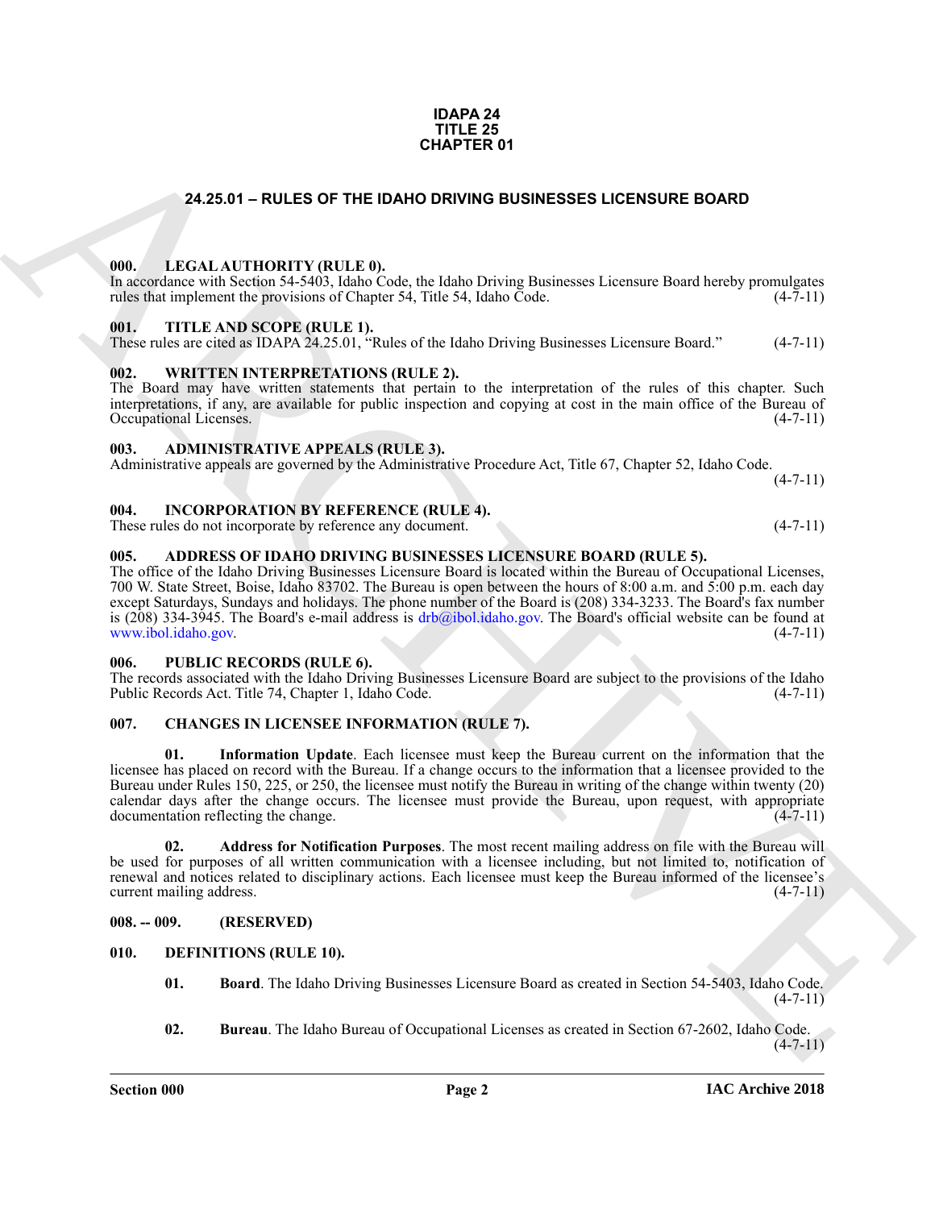# IDAPA 24
# TITLE 25
# CHAPTER 01

## 24.25.01 – RULES OF THE IDAHO DRIVING BUSINESSES LICENSURE BOARD

### 000. LEGAL AUTHORITY (RULE 0).

In accordance with Section 54-5403, Idaho Code, the Idaho Driving Businesses Licensure Board hereby promulgates rules that implement the provisions of Chapter 54, Title 54, Idaho Code. (4-7-11)

### 001. TITLE AND SCOPE (RULE 1).

These rules are cited as IDAPA 24.25.01, "Rules of the Idaho Driving Businesses Licensure Board." (4-7-11)

### 002. WRITTEN INTERPRETATIONS (RULE 2).

The Board may have written statements that pertain to the interpretation of the rules of this chapter. Such interpretations, if any, are available for public inspection and copying at cost in the main office of the Bureau of Occupational Licenses. (4-7-11)

### 003. ADMINISTRATIVE APPEALS (RULE 3).

Administrative appeals are governed by the Administrative Procedure Act, Title 67, Chapter 52, Idaho Code. (4-7-11)

### 004. INCORPORATION BY REFERENCE (RULE 4).

These rules do not incorporate by reference any document. (4-7-11)

### 005. ADDRESS OF IDAHO DRIVING BUSINESSES LICENSURE BOARD (RULE 5).

The office of the Idaho Driving Businesses Licensure Board is located within the Bureau of Occupational Licenses, 700 W. State Street, Boise, Idaho 83702. The Bureau is open between the hours of 8:00 a.m. and 5:00 p.m. each day except Saturdays, Sundays and holidays. The phone number of the Board is (208) 334-3233. The Board's fax number is (208) 334-3945. The Board's e-mail address is drb@ibol.idaho.gov. The Board's official website can be found at www.ibol.idaho.gov. (4-7-11)

### 006. PUBLIC RECORDS (RULE 6).

The records associated with the Idaho Driving Businesses Licensure Board are subject to the provisions of the Idaho Public Records Act. Title 74, Chapter 1, Idaho Code. (4-7-11)

### 007. CHANGES IN LICENSEE INFORMATION (RULE 7).

**01. Information Update**. Each licensee must keep the Bureau current on the information that the licensee has placed on record with the Bureau. If a change occurs to the information that a licensee provided to the Bureau under Rules 150, 225, or 250, the licensee must notify the Bureau in writing of the change within twenty (20) calendar days after the change occurs. The licensee must provide the Bureau, upon request, with appropriate documentation reflecting the change. (4-7-11)

**02. Address for Notification Purposes**. The most recent mailing address on file with the Bureau will be used for purposes of all written communication with a licensee including, but not limited to, notification of renewal and notices related to disciplinary actions. Each licensee must keep the Bureau informed of the licensee's current mailing address. (4-7-11)

### 008. -- 009. (RESERVED)

### 010. DEFINITIONS (RULE 10).

**01. Board**. The Idaho Driving Businesses Licensure Board as created in Section 54-5403, Idaho Code. (4-7-11)

**02. Bureau**. The Idaho Bureau of Occupational Licenses as created in Section 67-2602, Idaho Code. (4-7-11)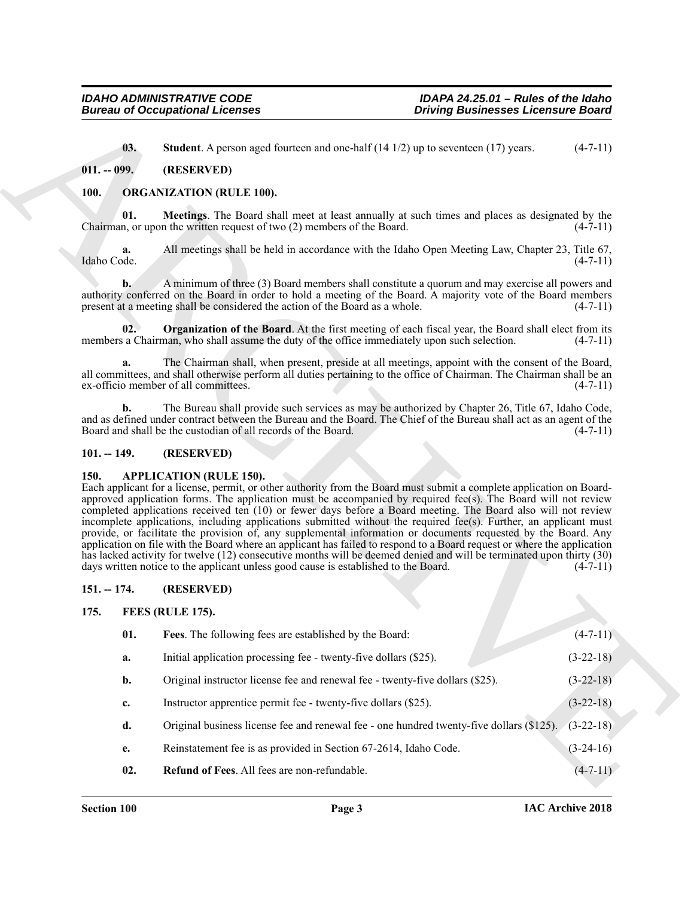**03. Student**. A person aged fourteen and one-half (14 1/2) up to seventeen (17) years. (4-7-11)

## 011. -- 099. (RESERVED)

## 100. ORGANIZATION (RULE 100).

**01. Meetings**. The Board shall meet at least annually at such times and places as designated by the Chairman, or upon the written request of two (2) members of the Board. (4-7-11)

**a.** All meetings shall be held in accordance with the Idaho Open Meeting Law, Chapter 23, Title 67, Idaho Code. (4-7-11)

**b.** A minimum of three (3) Board members shall constitute a quorum and may exercise all powers and authority conferred on the Board in order to hold a meeting of the Board. A majority vote of the Board members present at a meeting shall be considered the action of the Board as a whole. (4-7-11)

**02. Organization of the Board**. At the first meeting of each fiscal year, the Board shall elect from its members a Chairman, who shall assume the duty of the office immediately upon such selection. (4-7-11)

**a.** The Chairman shall, when present, preside at all meetings, appoint with the consent of the Board, all committees, and shall otherwise perform all duties pertaining to the office of Chairman. The Chairman shall be an ex-officio member of all committees. (4-7-11)

**b.** The Bureau shall provide such services as may be authorized by Chapter 26, Title 67, Idaho Code, and as defined under contract between the Bureau and the Board. The Chief of the Bureau shall act as an agent of the Board and shall be the custodian of all records of the Board. (4-7-11)

## 101. -- 149. (RESERVED)

## 150. APPLICATION (RULE 150).

Each applicant for a license, permit, or other authority from the Board must submit a complete application on Board-approved application forms. The application must be accompanied by required fee(s). The Board will not review completed applications received ten (10) or fewer days before a Board meeting. The Board also will not review incomplete applications, including applications submitted without the required fee(s). Further, an applicant must provide, or facilitate the provision of, any supplemental information or documents requested by the Board. Any application on file with the Board where an applicant has failed to respond to a Board request or where the application has lacked activity for twelve (12) consecutive months will be deemed denied and will be terminated upon thirty (30) days written notice to the applicant unless good cause is established to the Board. (4-7-11)

## 151. -- 174. (RESERVED)

## 175. FEES (RULE 175).

**01. Fees**. The following fees are established by the Board: (4-7-11)

**a.** Initial application processing fee - twenty-five dollars ($25). (3-22-18)

**b.** Original instructor license fee and renewal fee - twenty-five dollars ($25). (3-22-18)

**c.** Instructor apprentice permit fee - twenty-five dollars ($25). (3-22-18)

**d.** Original business license fee and renewal fee - one hundred twenty-five dollars ($125). (3-22-18)

**e.** Reinstatement fee is as provided in Section 67-2614, Idaho Code. (3-24-16)

**02. Refund of Fees**. All fees are non-refundable. (4-7-11)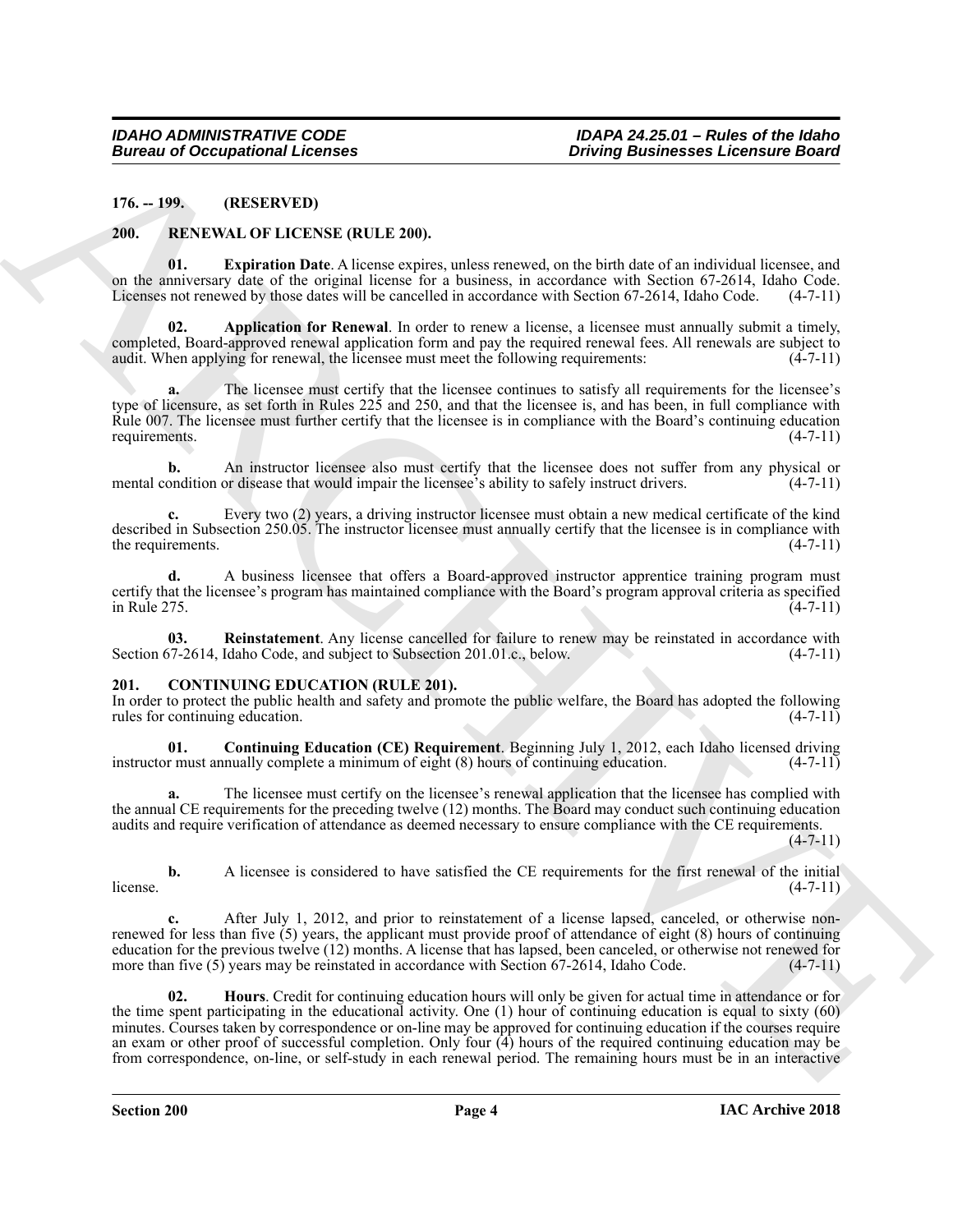**176. -- 199. (RESERVED)**

**200. RENEWAL OF LICENSE (RULE 200).**

**01. Expiration Date**. A license expires, unless renewed, on the birth date of an individual licensee, and on the anniversary date of the original license for a business, in accordance with Section 67-2614, Idaho Code. Licenses not renewed by those dates will be cancelled in accordance with Section 67-2614, Idaho Code. (4-7-11)

**02. Application for Renewal**. In order to renew a license, a licensee must annually submit a timely, completed, Board-approved renewal application form and pay the required renewal fees. All renewals are subject to audit. When applying for renewal, the licensee must meet the following requirements: (4-7-11)

**a.** The licensee must certify that the licensee continues to satisfy all requirements for the licensee's type of licensure, as set forth in Rules 225 and 250, and that the licensee is, and has been, in full compliance with Rule 007. The licensee must further certify that the licensee is in compliance with the Board's continuing education requirements. (4-7-11)

**b.** An instructor licensee also must certify that the licensee does not suffer from any physical or mental condition or disease that would impair the licensee's ability to safely instruct drivers. (4-7-11)

**c.** Every two (2) years, a driving instructor licensee must obtain a new medical certificate of the kind described in Subsection 250.05. The instructor licensee must annually certify that the licensee is in compliance with the requirements. (4-7-11)

**d.** A business licensee that offers a Board-approved instructor apprentice training program must certify that the licensee's program has maintained compliance with the Board's program approval criteria as specified in Rule 275. (4-7-11)

**03. Reinstatement**. Any license cancelled for failure to renew may be reinstated in accordance with Section 67-2614, Idaho Code, and subject to Subsection 201.01.c., below. (4-7-11)

**201. CONTINUING EDUCATION (RULE 201).**

In order to protect the public health and safety and promote the public welfare, the Board has adopted the following rules for continuing education. (4-7-11)

**01. Continuing Education (CE) Requirement**. Beginning July 1, 2012, each Idaho licensed driving instructor must annually complete a minimum of eight (8) hours of continuing education. (4-7-11)

**a.** The licensee must certify on the licensee's renewal application that the licensee has complied with the annual CE requirements for the preceding twelve (12) months. The Board may conduct such continuing education audits and require verification of attendance as deemed necessary to ensure compliance with the CE requirements. (4-7-11)

**b.** A licensee is considered to have satisfied the CE requirements for the first renewal of the initial license. (4-7-11)

**c.** After July 1, 2012, and prior to reinstatement of a license lapsed, canceled, or otherwise non-renewed for less than five (5) years, the applicant must provide proof of attendance of eight (8) hours of continuing education for the previous twelve (12) months. A license that has lapsed, been canceled, or otherwise not renewed for more than five (5) years may be reinstated in accordance with Section 67-2614, Idaho Code. (4-7-11)

**02. Hours**. Credit for continuing education hours will only be given for actual time in attendance or for the time spent participating in the educational activity. One (1) hour of continuing education is equal to sixty (60) minutes. Courses taken by correspondence or on-line may be approved for continuing education if the courses require an exam or other proof of successful completion. Only four (4) hours of the required continuing education may be from correspondence, on-line, or self-study in each renewal period. The remaining hours must be in an interactive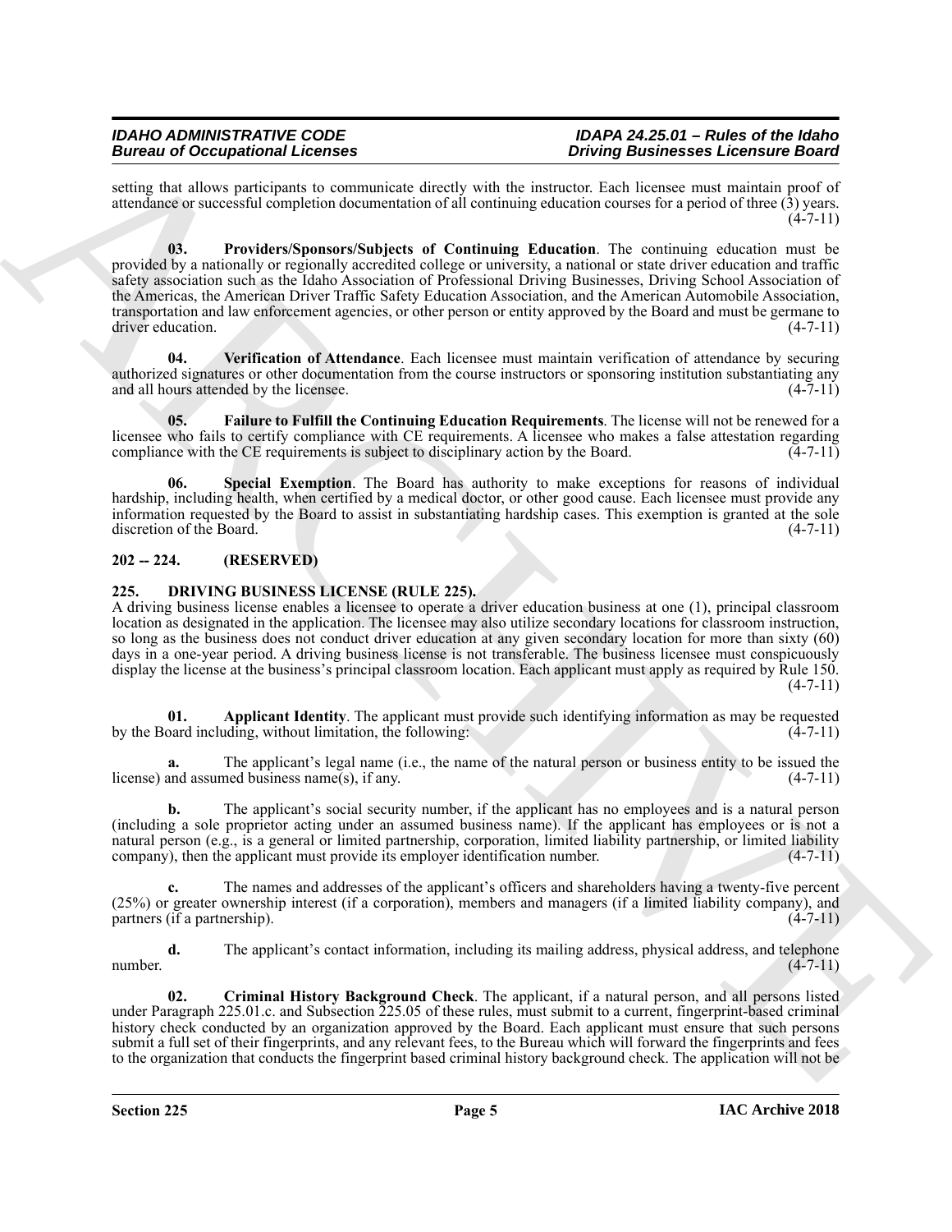setting that allows participants to communicate directly with the instructor. Each licensee must maintain proof of attendance or successful completion documentation of all continuing education courses for a period of three (3) years. (4-7-11)

**03. Providers/Sponsors/Subjects of Continuing Education**. The continuing education must be provided by a nationally or regionally accredited college or university, a national or state driver education and traffic safety association such as the Idaho Association of Professional Driving Businesses, Driving School Association of the Americas, the American Driver Traffic Safety Education Association, and the American Automobile Association, transportation and law enforcement agencies, or other person or entity approved by the Board and must be germane to driver education. (4-7-11)

**04. Verification of Attendance**. Each licensee must maintain verification of attendance by securing authorized signatures or other documentation from the course instructors or sponsoring institution substantiating any and all hours attended by the licensee. (4-7-11)

**05. Failure to Fulfill the Continuing Education Requirements**. The license will not be renewed for a licensee who fails to certify compliance with CE requirements. A licensee who makes a false attestation regarding compliance with the CE requirements is subject to disciplinary action by the Board. (4-7-11)

**06. Special Exemption**. The Board has authority to make exceptions for reasons of individual hardship, including health, when certified by a medical doctor, or other good cause. Each licensee must provide any information requested by the Board to assist in substantiating hardship cases. This exemption is granted at the sole discretion of the Board. (4-7-11)

## 202 -- 224. (RESERVED)

## 225. DRIVING BUSINESS LICENSE (RULE 225).

A driving business license enables a licensee to operate a driver education business at one (1), principal classroom location as designated in the application. The licensee may also utilize secondary locations for classroom instruction, so long as the business does not conduct driver education at any given secondary location for more than sixty (60) days in a one-year period. A driving business license is not transferable. The business licensee must conspicuously display the license at the business's principal classroom location. Each applicant must apply as required by Rule 150. (4-7-11)

**01. Applicant Identity**. The applicant must provide such identifying information as may be requested by the Board including, without limitation, the following: (4-7-11)

**a.** The applicant's legal name (i.e., the name of the natural person or business entity to be issued the license) and assumed business name(s), if any. (4-7-11)

**b.** The applicant's social security number, if the applicant has no employees and is a natural person (including a sole proprietor acting under an assumed business name). If the applicant has employees or is not a natural person (e.g., is a general or limited partnership, corporation, limited liability partnership, or limited liability company), then the applicant must provide its employer identification number. (4-7-11)

**c.** The names and addresses of the applicant's officers and shareholders having a twenty-five percent (25%) or greater ownership interest (if a corporation), members and managers (if a limited liability company), and partners (if a partnership). (4-7-11)

**d.** The applicant's contact information, including its mailing address, physical address, and telephone number. (4-7-11)

**02. Criminal History Background Check**. The applicant, if a natural person, and all persons listed under Paragraph 225.01.c. and Subsection 225.05 of these rules, must submit to a current, fingerprint-based criminal history check conducted by an organization approved by the Board. Each applicant must ensure that such persons submit a full set of their fingerprints, and any relevant fees, to the Bureau which will forward the fingerprints and fees to the organization that conducts the fingerprint based criminal history background check. The application will not be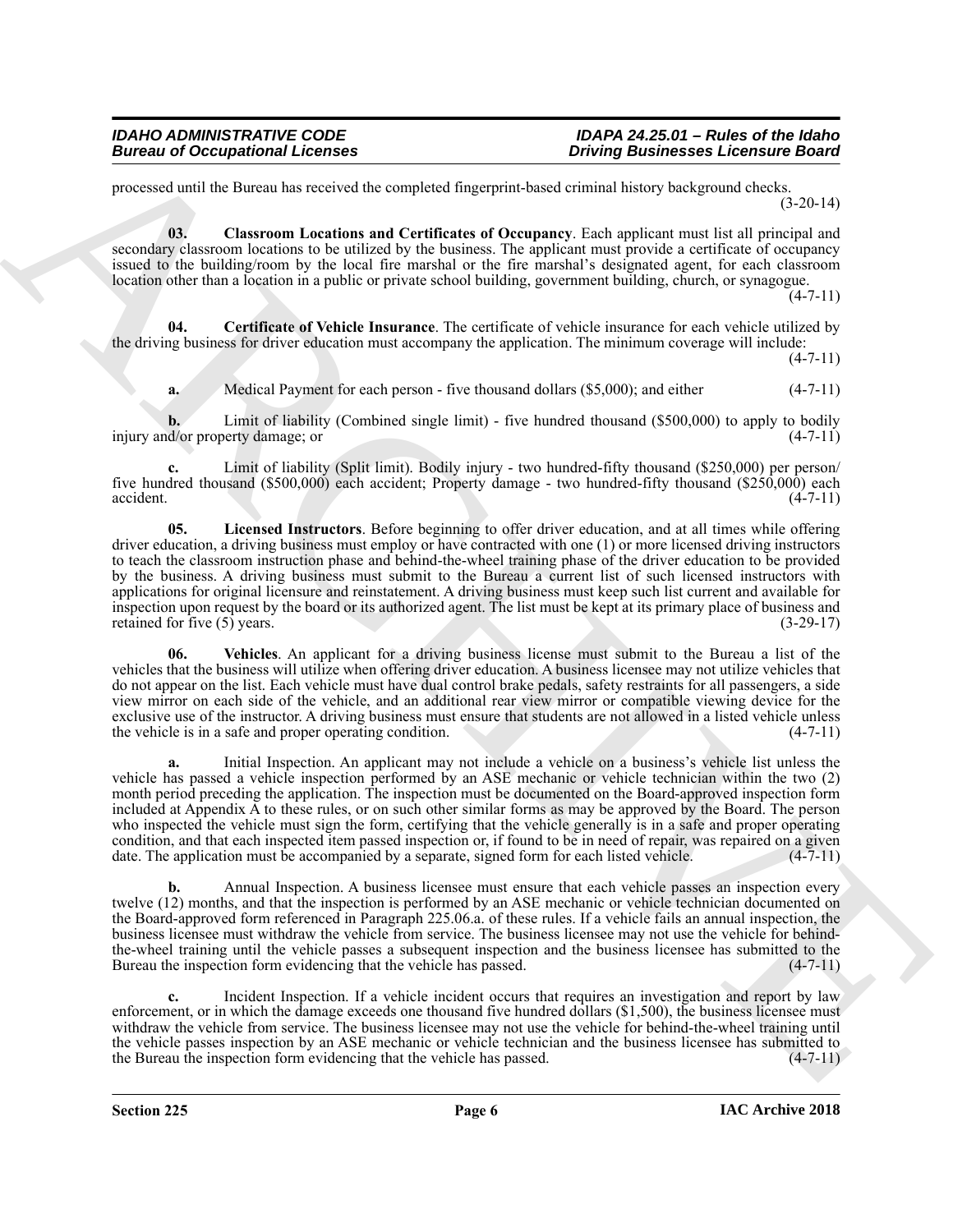processed until the Bureau has received the completed fingerprint-based criminal history background checks. (3-20-14)

**03. Classroom Locations and Certificates of Occupancy**. Each applicant must list all principal and secondary classroom locations to be utilized by the business. The applicant must provide a certificate of occupancy issued to the building/room by the local fire marshal or the fire marshal's designated agent, for each classroom location other than a location in a public or private school building, government building, church, or synagogue. (4-7-11)

**04. Certificate of Vehicle Insurance**. The certificate of vehicle insurance for each vehicle utilized by the driving business for driver education must accompany the application. The minimum coverage will include: (4-7-11)

**a.** Medical Payment for each person - five thousand dollars ($5,000); and either (4-7-11)

**b.** Limit of liability (Combined single limit) - five hundred thousand ($500,000) to apply to bodily injury and/or property damage; or (4-7-11)

**c.** Limit of liability (Split limit). Bodily injury - two hundred-fifty thousand ($250,000) per person/ five hundred thousand ($500,000) each accident; Property damage - two hundred-fifty thousand ($250,000) each accident. (4-7-11)

**05. Licensed Instructors**. Before beginning to offer driver education, and at all times while offering driver education, a driving business must employ or have contracted with one (1) or more licensed driving instructors to teach the classroom instruction phase and behind-the-wheel training phase of the driver education to be provided by the business. A driving business must submit to the Bureau a current list of such licensed instructors with applications for original licensure and reinstatement. A driving business must keep such list current and available for inspection upon request by the board or its authorized agent. The list must be kept at its primary place of business and retained for five (5) years. (3-29-17)

**06. Vehicles**. An applicant for a driving business license must submit to the Bureau a list of the vehicles that the business will utilize when offering driver education. A business licensee may not utilize vehicles that do not appear on the list. Each vehicle must have dual control brake pedals, safety restraints for all passengers, a side view mirror on each side of the vehicle, and an additional rear view mirror or compatible viewing device for the exclusive use of the instructor. A driving business must ensure that students are not allowed in a listed vehicle unless the vehicle is in a safe and proper operating condition. (4-7-11)

**a.** Initial Inspection. An applicant may not include a vehicle on a business's vehicle list unless the vehicle has passed a vehicle inspection performed by an ASE mechanic or vehicle technician within the two (2) month period preceding the application. The inspection must be documented on the Board-approved inspection form included at Appendix A to these rules, or on such other similar forms as may be approved by the Board. The person who inspected the vehicle must sign the form, certifying that the vehicle generally is in a safe and proper operating condition, and that each inspected item passed inspection or, if found to be in need of repair, was repaired on a given date. The application must be accompanied by a separate, signed form for each listed vehicle. (4-7-11)

**b.** Annual Inspection. A business licensee must ensure that each vehicle passes an inspection every twelve (12) months, and that the inspection is performed by an ASE mechanic or vehicle technician documented on the Board-approved form referenced in Paragraph 225.06.a. of these rules. If a vehicle fails an annual inspection, the business licensee must withdraw the vehicle from service. The business licensee may not use the vehicle for behind-the-wheel training until the vehicle passes a subsequent inspection and the business licensee has submitted to the Bureau the inspection form evidencing that the vehicle has passed. (4-7-11)

**c.** Incident Inspection. If a vehicle incident occurs that requires an investigation and report by law enforcement, or in which the damage exceeds one thousand five hundred dollars ($1,500), the business licensee must withdraw the vehicle from service. The business licensee may not use the vehicle for behind-the-wheel training until the vehicle passes inspection by an ASE mechanic or vehicle technician and the business licensee has submitted to the Bureau the inspection form evidencing that the vehicle has passed. (4-7-11)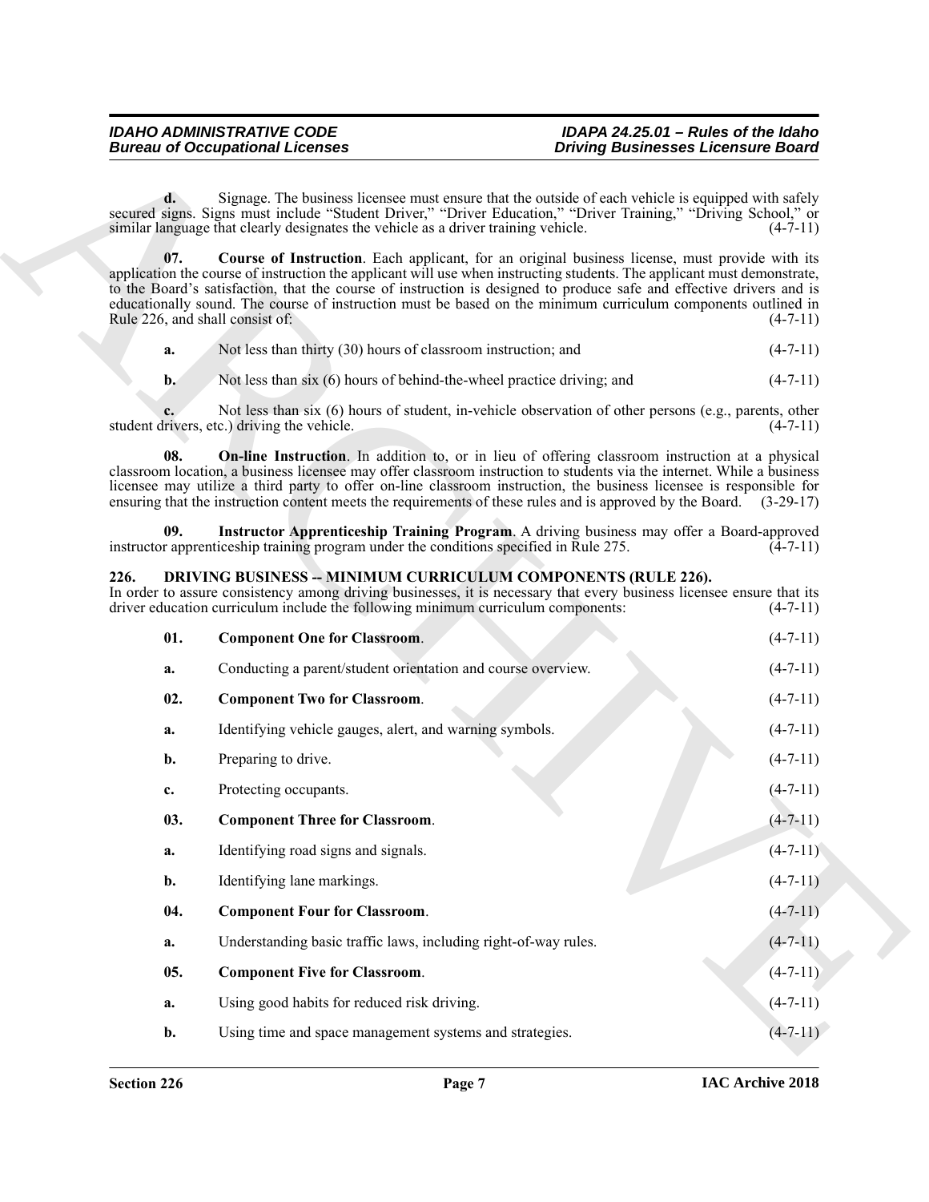**d.** Signage. The business licensee must ensure that the outside of each vehicle is equipped with safely secured signs. Signs must include "Student Driver," "Driver Education," "Driver Training," "Driving School," or similar language that clearly designates the vehicle as a driver training vehicle. (4-7-11)

**07. Course of Instruction**. Each applicant, for an original business license, must provide with its application the course of instruction the applicant will use when instructing students. The applicant must demonstrate, to the Board's satisfaction, that the course of instruction is designed to produce safe and effective drivers and is educationally sound. The course of instruction must be based on the minimum curriculum components outlined in Rule 226, and shall consist of: (4-7-11)

**a.** Not less than thirty (30) hours of classroom instruction; and (4-7-11)

**b.** Not less than six (6) hours of behind-the-wheel practice driving; and (4-7-11)

**c.** Not less than six (6) hours of student, in-vehicle observation of other persons (e.g., parents, other student drivers, etc.) driving the vehicle. (4-7-11)

**08. On-line Instruction**. In addition to, or in lieu of offering classroom instruction at a physical classroom location, a business licensee may offer classroom instruction to students via the internet. While a business licensee may utilize a third party to offer on-line classroom instruction, the business licensee is responsible for ensuring that the instruction content meets the requirements of these rules and is approved by the Board. (3-29-17)

**09. Instructor Apprenticeship Training Program**. A driving business may offer a Board-approved instructor apprenticeship training program under the conditions specified in Rule 275. (4-7-11)

**226. DRIVING BUSINESS -- MINIMUM CURRICULUM COMPONENTS (RULE 226).**

In order to assure consistency among driving businesses, it is necessary that every business licensee ensure that its driver education curriculum include the following minimum curriculum components: (4-7-11)

**01. Component One for Classroom**. (4-7-11)

**a.** Conducting a parent/student orientation and course overview. (4-7-11)

**02. Component Two for Classroom**. (4-7-11)

**a.** Identifying vehicle gauges, alert, and warning symbols. (4-7-11)

**b.** Preparing to drive. (4-7-11)

**c.** Protecting occupants. (4-7-11)

**03. Component Three for Classroom**. (4-7-11)

**a.** Identifying road signs and signals. (4-7-11)

**b.** Identifying lane markings. (4-7-11)

**04. Component Four for Classroom**. (4-7-11)

**a.** Understanding basic traffic laws, including right-of-way rules. (4-7-11)

**05. Component Five for Classroom**. (4-7-11)

**a.** Using good habits for reduced risk driving. (4-7-11)

**b.** Using time and space management systems and strategies. (4-7-11)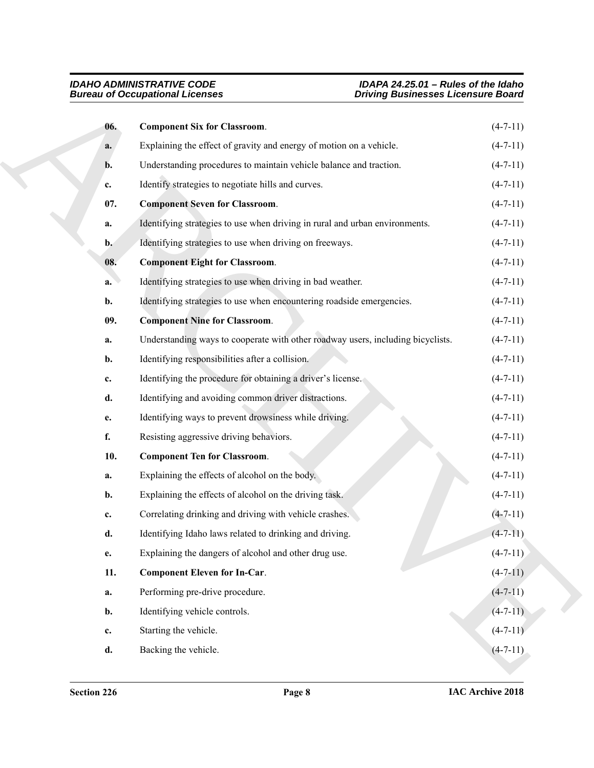**06. Component Six for Classroom.** (4-7-11)

**a.** Explaining the effect of gravity and energy of motion on a vehicle. (4-7-11)

**b.** Understanding procedures to maintain vehicle balance and traction. (4-7-11)

**c.** Identify strategies to negotiate hills and curves. (4-7-11)

**07. Component Seven for Classroom.** (4-7-11)

**a.** Identifying strategies to use when driving in rural and urban environments. (4-7-11)

**b.** Identifying strategies to use when driving on freeways. (4-7-11)

**08. Component Eight for Classroom.** (4-7-11)

**a.** Identifying strategies to use when driving in bad weather. (4-7-11)

**b.** Identifying strategies to use when encountering roadside emergencies. (4-7-11)

**09. Component Nine for Classroom.** (4-7-11)

**a.** Understanding ways to cooperate with other roadway users, including bicyclists. (4-7-11)

**b.** Identifying responsibilities after a collision. (4-7-11)

**c.** Identifying the procedure for obtaining a driver's license. (4-7-11)

**d.** Identifying and avoiding common driver distractions. (4-7-11)

**e.** Identifying ways to prevent drowsiness while driving. (4-7-11)

**f.** Resisting aggressive driving behaviors. (4-7-11)

**10. Component Ten for Classroom.** (4-7-11)

**a.** Explaining the effects of alcohol on the body. (4-7-11)

**b.** Explaining the effects of alcohol on the driving task. (4-7-11)

**c.** Correlating drinking and driving with vehicle crashes. (4-7-11)

**d.** Identifying Idaho laws related to drinking and driving. (4-7-11)

**e.** Explaining the dangers of alcohol and other drug use. (4-7-11)

**11. Component Eleven for In-Car.** (4-7-11)

**a.** Performing pre-drive procedure. (4-7-11)

**b.** Identifying vehicle controls. (4-7-11)

**c.** Starting the vehicle. (4-7-11)

**d.** Backing the vehicle. (4-7-11)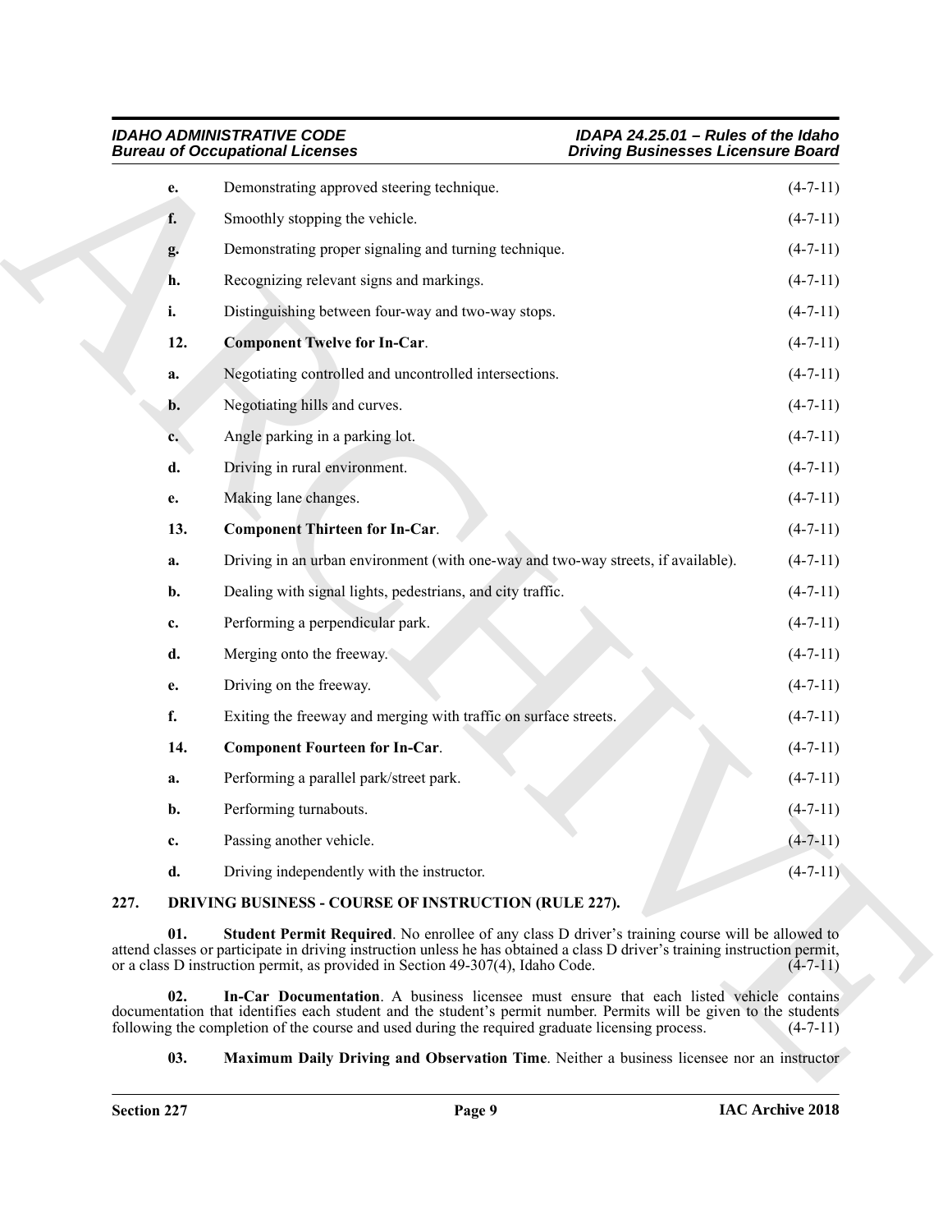**e.** Demonstrating approved steering technique. (4-7-11)

**f.** Smoothly stopping the vehicle. (4-7-11)

**g.** Demonstrating proper signaling and turning technique. (4-7-11)

**h.** Recognizing relevant signs and markings. (4-7-11)

**i.** Distinguishing between four-way and two-way stops. (4-7-11)

**12. Component Twelve for In-Car**. (4-7-11)

**a.** Negotiating controlled and uncontrolled intersections. (4-7-11)

**b.** Negotiating hills and curves. (4-7-11)

**c.** Angle parking in a parking lot. (4-7-11)

**d.** Driving in rural environment. (4-7-11)

**e.** Making lane changes. (4-7-11)

**13. Component Thirteen for In-Car**. (4-7-11)

**a.** Driving in an urban environment (with one-way and two-way streets, if available). (4-7-11)

**b.** Dealing with signal lights, pedestrians, and city traffic. (4-7-11)

**c.** Performing a perpendicular park. (4-7-11)

**d.** Merging onto the freeway. (4-7-11)

**e.** Driving on the freeway. (4-7-11)

**f.** Exiting the freeway and merging with traffic on surface streets. (4-7-11)

**14. Component Fourteen for In-Car**. (4-7-11)

**a.** Performing a parallel park/street park. (4-7-11)

**b.** Performing turnabouts. (4-7-11)

**c.** Passing another vehicle. (4-7-11)

**d.** Driving independently with the instructor. (4-7-11)

## 227. DRIVING BUSINESS - COURSE OF INSTRUCTION (RULE 227).

**01. Student Permit Required**. No enrollee of any class D driver's training course will be allowed to attend classes or participate in driving instruction unless he has obtained a class D driver's training instruction permit, or a class D instruction permit, as provided in Section 49-307(4), Idaho Code. (4-7-11)

**02. In-Car Documentation**. A business licensee must ensure that each listed vehicle contains documentation that identifies each student and the student's permit number. Permits will be given to the students following the completion of the course and used during the required graduate licensing process. (4-7-11)

**03. Maximum Daily Driving and Observation Time**. Neither a business licensee nor an instructor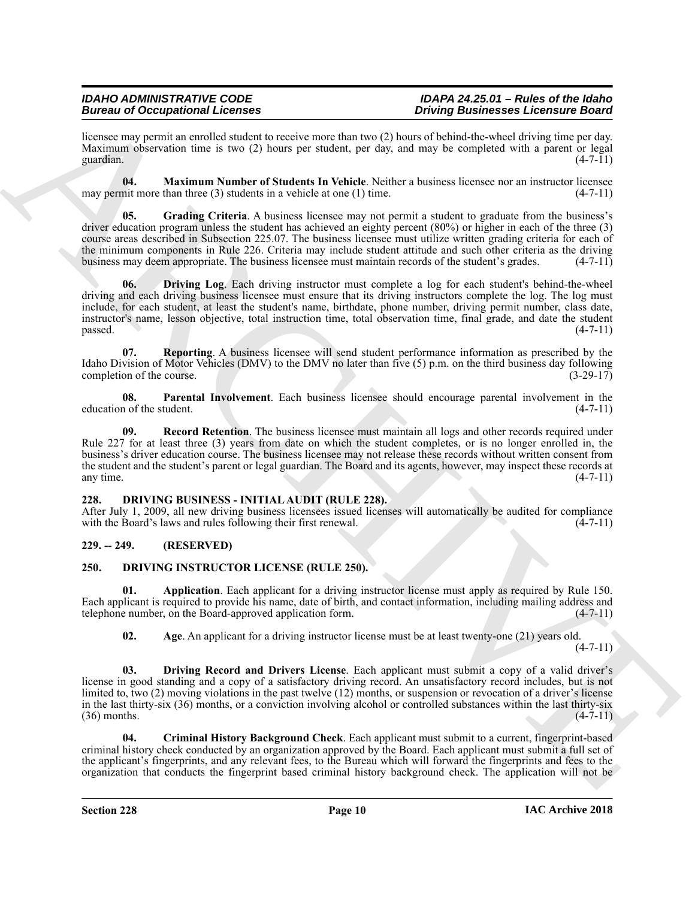licensee may permit an enrolled student to receive more than two (2) hours of behind-the-wheel driving time per day. Maximum observation time is two (2) hours per student, per day, and may be completed with a parent or legal guardian. (4-7-11)

**04. Maximum Number of Students In Vehicle**. Neither a business licensee nor an instructor licensee may permit more than three (3) students in a vehicle at one (1) time. (4-7-11)

**05. Grading Criteria**. A business licensee may not permit a student to graduate from the business's driver education program unless the student has achieved an eighty percent (80%) or higher in each of the three (3) course areas described in Subsection 225.07. The business licensee must utilize written grading criteria for each of the minimum components in Rule 226. Criteria may include student attitude and such other criteria as the driving business may deem appropriate. The business licensee must maintain records of the student's grades. (4-7-11)

**06. Driving Log**. Each driving instructor must complete a log for each student's behind-the-wheel driving and each driving business licensee must ensure that its driving instructors complete the log. The log must include, for each student, at least the student's name, birthdate, phone number, driving permit number, class date, instructor's name, lesson objective, total instruction time, total observation time, final grade, and date the student passed. (4-7-11)

**07. Reporting**. A business licensee will send student performance information as prescribed by the Idaho Division of Motor Vehicles (DMV) to the DMV no later than five (5) p.m. on the third business day following completion of the course. (3-29-17)

**08. Parental Involvement**. Each business licensee should encourage parental involvement in the education of the student. (4-7-11)

**09. Record Retention**. The business licensee must maintain all logs and other records required under Rule 227 for at least three (3) years from date on which the student completes, or is no longer enrolled in, the business's driver education course. The business licensee may not release these records without written consent from the student and the student's parent or legal guardian. The Board and its agents, however, may inspect these records at any time. (4-7-11)

## 228. DRIVING BUSINESS - INITIAL AUDIT (RULE 228).

After July 1, 2009, all new driving business licensees issued licenses will automatically be audited for compliance with the Board's laws and rules following their first renewal. (4-7-11)

## 229. -- 249. (RESERVED)

## 250. DRIVING INSTRUCTOR LICENSE (RULE 250).

**01. Application**. Each applicant for a driving instructor license must apply as required by Rule 150. Each applicant is required to provide his name, date of birth, and contact information, including mailing address and telephone number, on the Board-approved application form. (4-7-11)

**02. Age**. An applicant for a driving instructor license must be at least twenty-one (21) years old. (4-7-11)

**03. Driving Record and Drivers License**. Each applicant must submit a copy of a valid driver's license in good standing and a copy of a satisfactory driving record. An unsatisfactory record includes, but is not limited to, two (2) moving violations in the past twelve (12) months, or suspension or revocation of a driver's license in the last thirty-six (36) months, or a conviction involving alcohol or controlled substances within the last thirty-six (36) months. (4-7-11)

**04. Criminal History Background Check**. Each applicant must submit to a current, fingerprint-based criminal history check conducted by an organization approved by the Board. Each applicant must submit a full set of the applicant's fingerprints, and any relevant fees, to the Bureau which will forward the fingerprints and fees to the organization that conducts the fingerprint based criminal history background check. The application will not be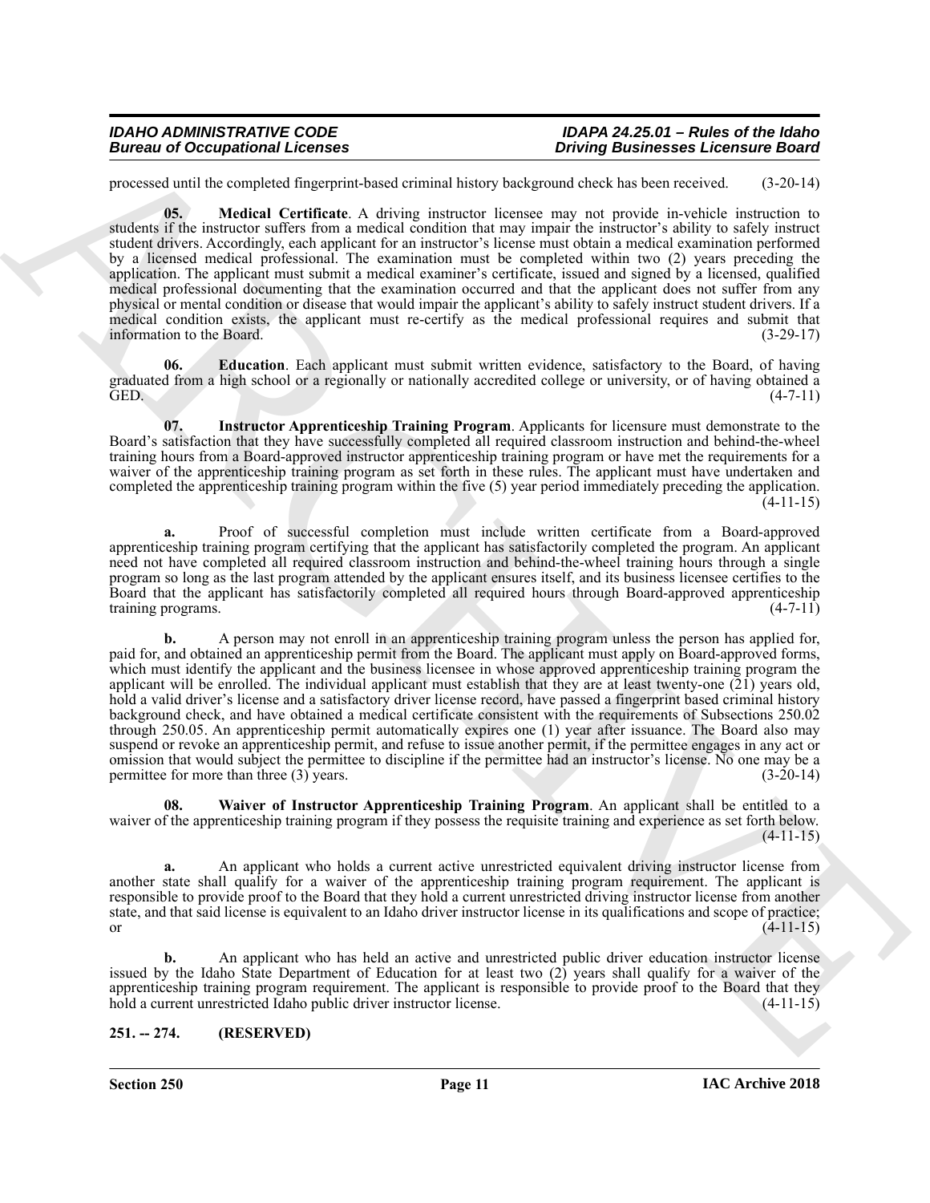processed until the completed fingerprint-based criminal history background check has been received. (3-20-14)

**05. Medical Certificate**. A driving instructor licensee may not provide in-vehicle instruction to students if the instructor suffers from a medical condition that may impair the instructor's ability to safely instruct student drivers. Accordingly, each applicant for an instructor's license must obtain a medical examination performed by a licensed medical professional. The examination must be completed within two (2) years preceding the application. The applicant must submit a medical examiner's certificate, issued and signed by a licensed, qualified medical professional documenting that the examination occurred and that the applicant does not suffer from any physical or mental condition or disease that would impair the applicant's ability to safely instruct student drivers. If a medical condition exists, the applicant must re-certify as the medical professional requires and submit that information to the Board. (3-29-17)

**06. Education**. Each applicant must submit written evidence, satisfactory to the Board, of having graduated from a high school or a regionally or nationally accredited college or university, or of having obtained a GED. (4-7-11)

**07. Instructor Apprenticeship Training Program**. Applicants for licensure must demonstrate to the Board's satisfaction that they have successfully completed all required classroom instruction and behind-the-wheel training hours from a Board-approved instructor apprenticeship training program or have met the requirements for a waiver of the apprenticeship training program as set forth in these rules. The applicant must have undertaken and completed the apprenticeship training program within the five (5) year period immediately preceding the application. (4-11-15)

**a.** Proof of successful completion must include written certificate from a Board-approved apprenticeship training program certifying that the applicant has satisfactorily completed the program. An applicant need not have completed all required classroom instruction and behind-the-wheel training hours through a single program so long as the last program attended by the applicant ensures itself, and its business licensee certifies to the Board that the applicant has satisfactorily completed all required hours through Board-approved apprenticeship training programs. (4-7-11)

**b.** A person may not enroll in an apprenticeship training program unless the person has applied for, paid for, and obtained an apprenticeship permit from the Board. The applicant must apply on Board-approved forms, which must identify the applicant and the business licensee in whose approved apprenticeship training program the applicant will be enrolled. The individual applicant must establish that they are at least twenty-one (21) years old, hold a valid driver's license and a satisfactory driver license record, have passed a fingerprint based criminal history background check, and have obtained a medical certificate consistent with the requirements of Subsections 250.02 through 250.05. An apprenticeship permit automatically expires one (1) year after issuance. The Board also may suspend or revoke an apprenticeship permit, and refuse to issue another permit, if the permittee engages in any act or omission that would subject the permittee to discipline if the permittee had an instructor's license. No one may be a permittee for more than three (3) years. (3-20-14)

**08. Waiver of Instructor Apprenticeship Training Program**. An applicant shall be entitled to a waiver of the apprenticeship training program if they possess the requisite training and experience as set forth below. (4-11-15)

**a.** An applicant who holds a current active unrestricted equivalent driving instructor license from another state shall qualify for a waiver of the apprenticeship training program requirement. The applicant is responsible to provide proof to the Board that they hold a current unrestricted driving instructor license from another state, and that said license is equivalent to an Idaho driver instructor license in its qualifications and scope of practice; or (4-11-15)

**b.** An applicant who has held an active and unrestricted public driver education instructor license issued by the Idaho State Department of Education for at least two (2) years shall qualify for a waiver of the apprenticeship training program requirement. The applicant is responsible to provide proof to the Board that they hold a current unrestricted Idaho public driver instructor license. (4-11-15)

## 251. -- 274. (RESERVED)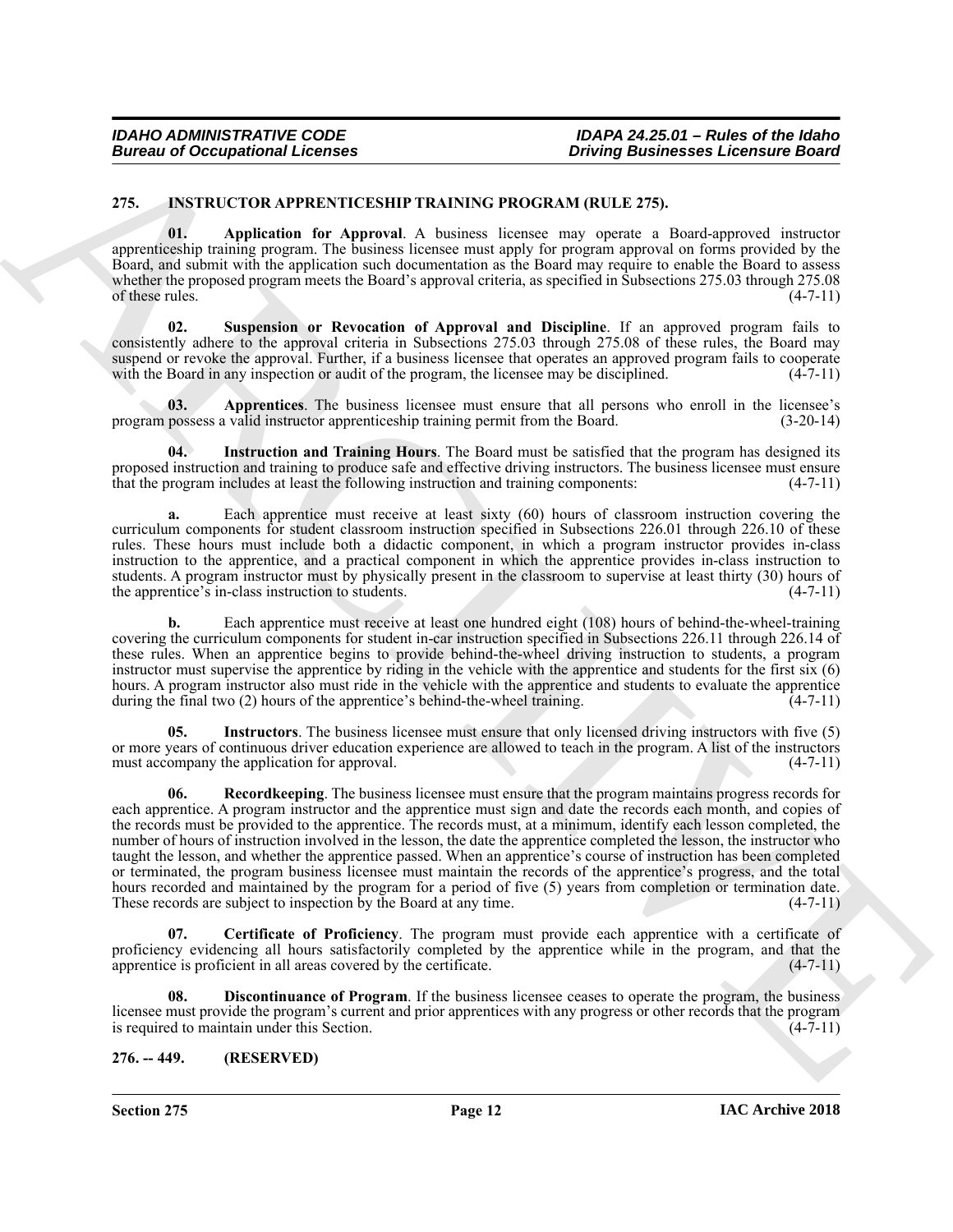## 275. INSTRUCTOR APPRENTICESHIP TRAINING PROGRAM (RULE 275).

**01. Application for Approval**. A business licensee may operate a Board-approved instructor apprenticeship training program. The business licensee must apply for program approval on forms provided by the Board, and submit with the application such documentation as the Board may require to enable the Board to assess whether the proposed program meets the Board's approval criteria, as specified in Subsections 275.03 through 275.08 of these rules. (4-7-11)

**02. Suspension or Revocation of Approval and Discipline**. If an approved program fails to consistently adhere to the approval criteria in Subsections 275.03 through 275.08 of these rules, the Board may suspend or revoke the approval. Further, if a business licensee that operates an approved program fails to cooperate with the Board in any inspection or audit of the program, the licensee may be disciplined. (4-7-11)

**03. Apprentices**. The business licensee must ensure that all persons who enroll in the licensee's program possess a valid instructor apprenticeship training permit from the Board. (3-20-14)

**04. Instruction and Training Hours**. The Board must be satisfied that the program has designed its proposed instruction and training to produce safe and effective driving instructors. The business licensee must ensure that the program includes at least the following instruction and training components: (4-7-11)

**a.** Each apprentice must receive at least sixty (60) hours of classroom instruction covering the curriculum components for student classroom instruction specified in Subsections 226.01 through 226.10 of these rules. These hours must include both a didactic component, in which a program instructor provides in-class instruction to the apprentice, and a practical component in which the apprentice provides in-class instruction to students. A program instructor must by physically present in the classroom to supervise at least thirty (30) hours of the apprentice's in-class instruction to students. (4-7-11)

**b.** Each apprentice must receive at least one hundred eight (108) hours of behind-the-wheel-training covering the curriculum components for student in-car instruction specified in Subsections 226.11 through 226.14 of these rules. When an apprentice begins to provide behind-the-wheel driving instruction to students, a program instructor must supervise the apprentice by riding in the vehicle with the apprentice and students for the first six (6) hours. A program instructor also must ride in the vehicle with the apprentice and students to evaluate the apprentice during the final two (2) hours of the apprentice's behind-the-wheel training. (4-7-11)

**05. Instructors**. The business licensee must ensure that only licensed driving instructors with five (5) or more years of continuous driver education experience are allowed to teach in the program. A list of the instructors must accompany the application for approval. (4-7-11)

**06. Recordkeeping**. The business licensee must ensure that the program maintains progress records for each apprentice. A program instructor and the apprentice must sign and date the records each month, and copies of the records must be provided to the apprentice. The records must, at a minimum, identify each lesson completed, the number of hours of instruction involved in the lesson, the date the apprentice completed the lesson, the instructor who taught the lesson, and whether the apprentice passed. When an apprentice's course of instruction has been completed or terminated, the program business licensee must maintain the records of the apprentice's progress, and the total hours recorded and maintained by the program for a period of five (5) years from completion or termination date. These records are subject to inspection by the Board at any time. (4-7-11)

**07. Certificate of Proficiency**. The program must provide each apprentice with a certificate of proficiency evidencing all hours satisfactorily completed by the apprentice while in the program, and that the apprentice is proficient in all areas covered by the certificate. (4-7-11)

**08. Discontinuance of Program**. If the business licensee ceases to operate the program, the business licensee must provide the program's current and prior apprentices with any progress or other records that the program is required to maintain under this Section. (4-7-11)

## 276. -- 449. (RESERVED)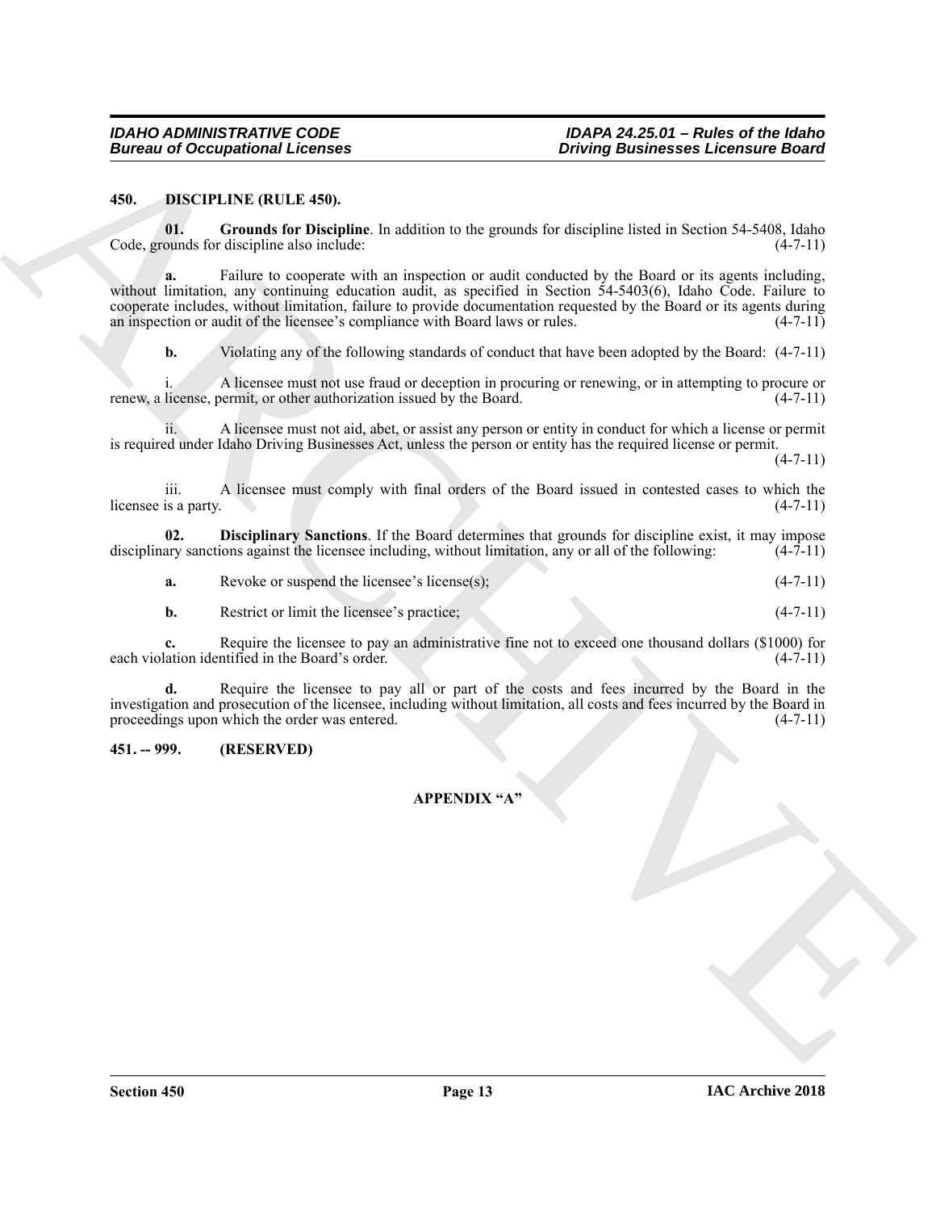## 450. DISCIPLINE (RULE 450).

**01. Grounds for Discipline**. In addition to the grounds for discipline listed in Section 54-5408, Idaho Code, grounds for discipline also include: (4-7-11)

**a.** Failure to cooperate with an inspection or audit conducted by the Board or its agents including, without limitation, any continuing education audit, as specified in Section 54-5403(6), Idaho Code. Failure to cooperate includes, without limitation, failure to provide documentation requested by the Board or its agents during an inspection or audit of the licensee's compliance with Board laws or rules. (4-7-11)

**b.** Violating any of the following standards of conduct that have been adopted by the Board: (4-7-11)

i. A licensee must not use fraud or deception in procuring or renewing, or in attempting to procure or renew, a license, permit, or other authorization issued by the Board. (4-7-11)

ii. A licensee must not aid, abet, or assist any person or entity in conduct for which a license or permit is required under Idaho Driving Businesses Act, unless the person or entity has the required license or permit. (4-7-11)

iii. A licensee must comply with final orders of the Board issued in contested cases to which the licensee is a party. (4-7-11)

**02. Disciplinary Sanctions**. If the Board determines that grounds for discipline exist, it may impose disciplinary sanctions against the licensee including, without limitation, any or all of the following: (4-7-11)

**a.** Revoke or suspend the licensee's license(s); (4-7-11)

**b.** Restrict or limit the licensee's practice; (4-7-11)

**c.** Require the licensee to pay an administrative fine not to exceed one thousand dollars ($1000) for each violation identified in the Board's order. (4-7-11)

**d.** Require the licensee to pay all or part of the costs and fees incurred by the Board in the investigation and prosecution of the licensee, including without limitation, all costs and fees incurred by the Board in proceedings upon which the order was entered. (4-7-11)

## 451. -- 999. (RESERVED)

### APPENDIX "A"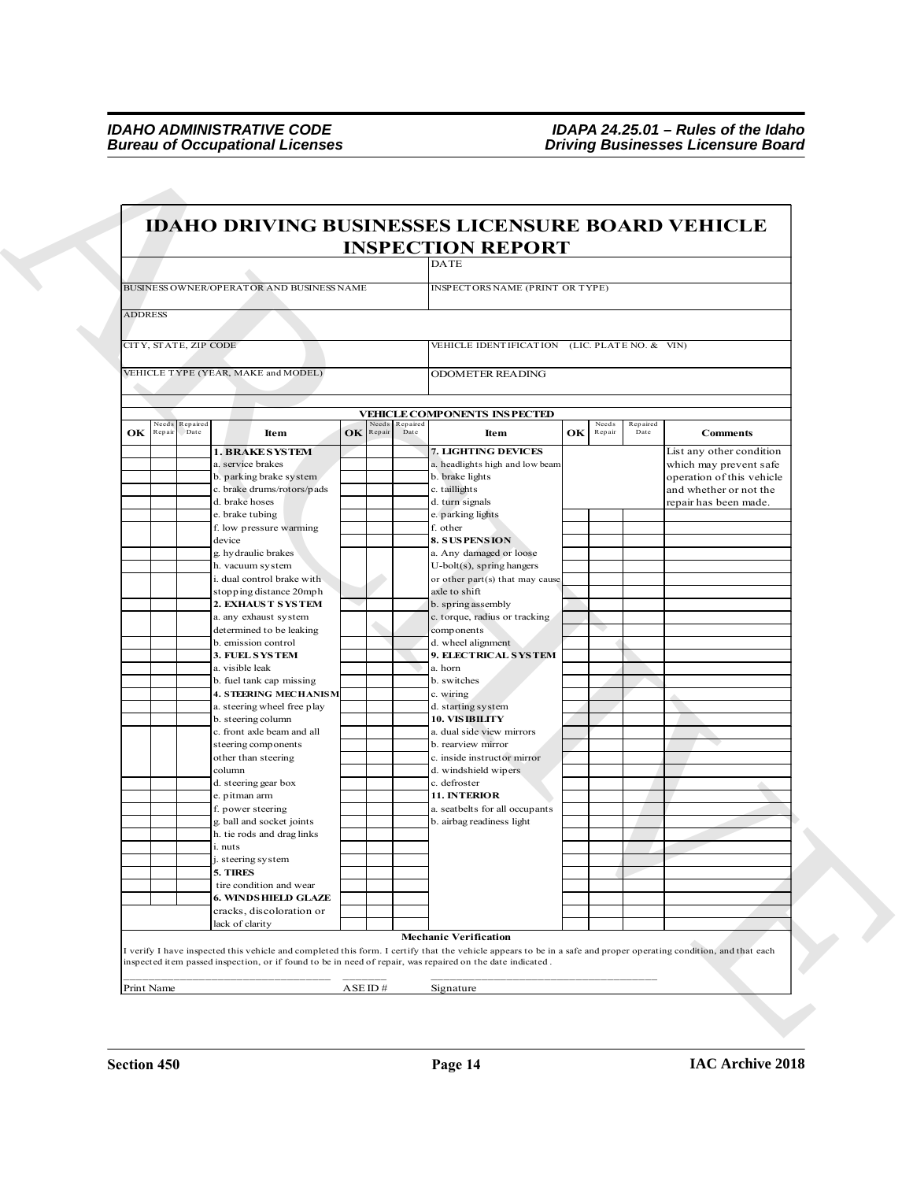# IDAHO DRIVING BUSINESSES LICENSURE BOARD VEHICLE INSPECTION REPORT

| | |
|---|---|
| | DATE |
| BUSINESS OWNER/OPERATOR AND BUSINESS NAME | INSPECTORS NAME (PRINT OR TYPE) |
| ADDRESS | |
| CITY, STATE, ZIP CODE | VEHICLE IDENTIFICATION (LIC. PLATE NO. & VIN) |
| VEHICLE TYPE (YEAR, MAKE and MODEL) | ODOMETER READING |

**VEHICLE COMPONENTS INSPECTED**

| OK | Needs Repair | Repaired Date | Item | OK | Needs Repair | Repaired Date | Item | OK | Needs Repair | Repaired Date | Comments |
|---|---|---|---|---|---|---|---|---|---|---|---|
| | | | **1. BRAKE SYSTEM** | | | | **7. LIGHTING DEVICES** | | | | List any other condition which may prevent safe operation of this vehicle and whether or not the repair has been made. |
| | | | a. service brakes | | | | a. headlights high and low beam | | | | |
| | | | b. parking brake system | | | | b. brake lights | | | | |
| | | | c. brake drums/rotors/pads | | | | c. taillights | | | | |
| | | | d. brake hoses | | | | d. turn signals | | | | |
| | | | e. brake tubing | | | | e. parking lights | | | | |
| | | | f. low pressure warming device | | | | f. other | | | | |
| | | | | | | | **8. SUSPENSION** | | | | |
| | | | g. hydraulic brakes | | | | a. Any damaged or loose | | | | |
| | | | h. vacuum system | | | | U-bolt(s), spring hangers | | | | |
| | | | i. dual control brake with stopping distance 20mph | | | | or other part(s) that may cause axle to shift | | | | |
| | | | **2. EXHAUST SYSTEM** | | | | b. spring assembly | | | | |
| | | | a. any exhaust system determined to be leaking | | | | c. torque, radius or tracking components | | | | |
| | | | b. emission control | | | | d. wheel alignment | | | | |
| | | | **3. FUEL SYSTEM** | | | | **9. ELECTRICAL SYSTEM** | | | | |
| | | | a. visible leak | | | | a. horn | | | | |
| | | | b. fuel tank cap missing | | | | b. switches | | | | |
| | | | **4. STEERING MECHANISM** | | | | c. wiring | | | | |
| | | | a. steering wheel free play | | | | d. starting system | | | | |
| | | | b. steering column | | | | **10. VISIBILITY** | | | | |
| | | | c. front axle beam and all steering components other than steering column | | | | a. dual side view mirrors | | | | |
| | | | | | | | b. rearview mirror | | | | |
| | | | | | | | c. inside instructor mirror | | | | |
| | | | | | | | d. windshield wipers | | | | |
| | | | d. steering gear box | | | | c. defroster | | | | |
| | | | e. pitman arm | | | | **11. INTERIOR** | | | | |
| | | | f. power steering | | | | a. seatbelts for all occupants | | | | |
| | | | g. ball and socket joints | | | | b. airbag readiness light | | | | |
| | | | h. tie rods and drag links | | | | | | | | |
| | | | i. nuts | | | | | | | | |
| | | | j. steering system | | | | | | | | |
| | | | **5. TIRES** | | | | | | | | |
| | | | tire condition and wear | | | | | | | | |
| | | | **6. WINDSHIELD GLAZE** | | | | | | | | |
| | | | cracks, discoloration or lack of clarity | | | | | | | | |

**Mechanic Verification**

I verify I have inspected this vehicle and completed this form. I certify that the vehicle appears to be in a safe and proper operating condition, and that each inspected item passed inspection, or if found to be in need of repair, was repaired on the date indicated.

\_\_\_\_\_\_\_\_\_\_\_\_\_\_\_\_\_\_\_\_ \_\_\_\_\_\_\_\_ \_\_\_\_\_\_\_\_\_\_\_\_\_\_\_\_\_\_\_\_

Print Name ASE ID # Signature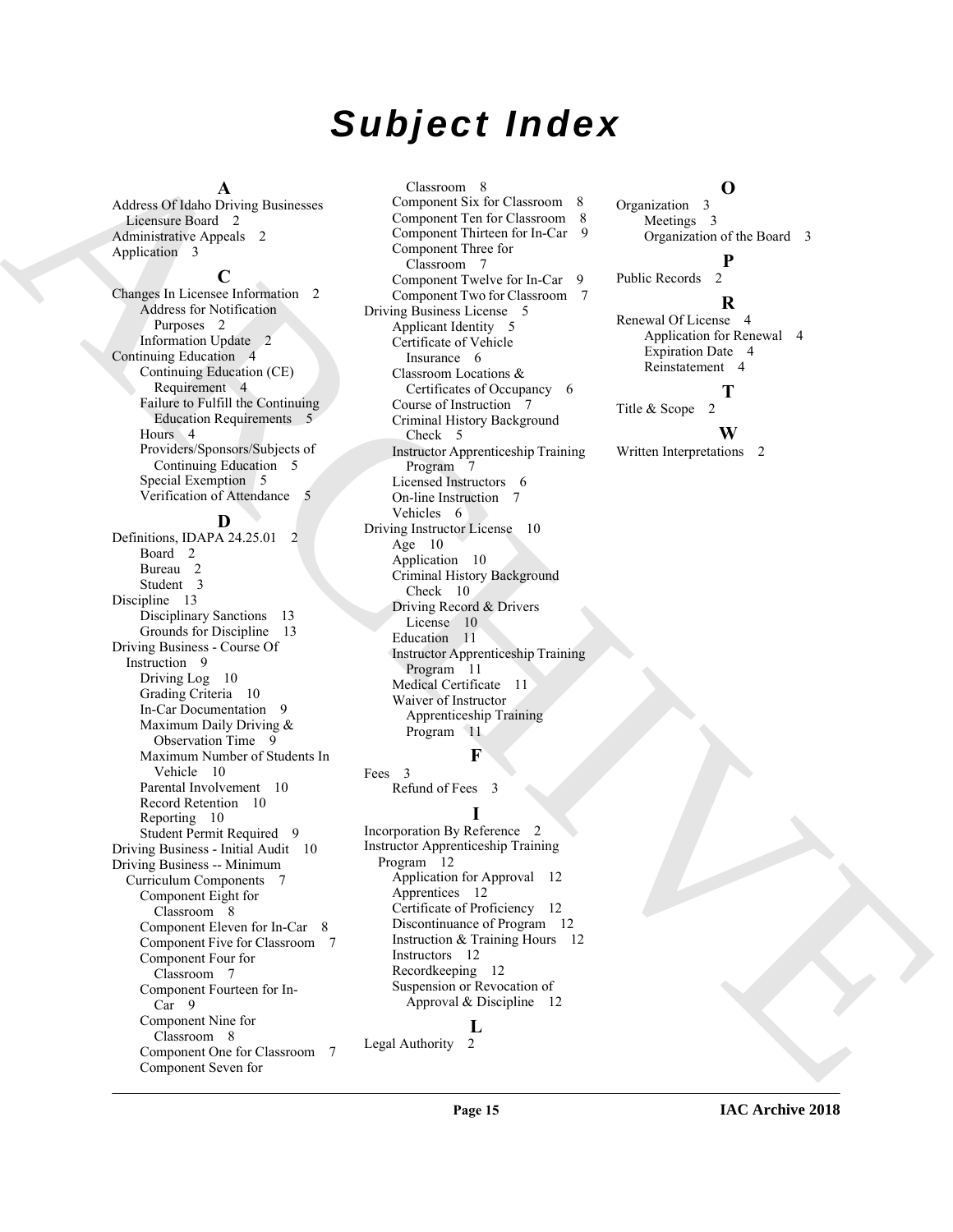# Subject Index

**A**

Address Of Idaho Driving Businesses Licensure Board 2
Administrative Appeals 2
Application 3

**C**

Changes In Licensee Information 2
- Address for Notification Purposes 2
- Information Update 2

Continuing Education 4
- Continuing Education (CE) Requirement 4
- Failure to Fulfill the Continuing Education Requirements 5
- Hours 4
- Providers/Sponsors/Subjects of Continuing Education 5
- Special Exemption 5
- Verification of Attendance 5

**D**

Definitions, IDAPA 24.25.01 2
- Board 2
- Bureau 2
- Student 3

Discipline 13
- Disciplinary Sanctions 13
- Grounds for Discipline 13

Driving Business - Course Of Instruction 9
- Driving Log 10
- Grading Criteria 10
- In-Car Documentation 9
- Maximum Daily Driving & Observation Time 9
- Maximum Number of Students In Vehicle 10
- Parental Involvement 10
- Record Retention 10
- Reporting 10
- Student Permit Required 9

Driving Business - Initial Audit 10
Driving Business -- Minimum Curriculum Components 7
- Component Eight for Classroom 8
- Component Eleven for In-Car 8
- Component Five for Classroom 7
- Component Four for Classroom 7
- Component Fourteen for In-Car 9
- Component Nine for Classroom 8
- Component One for Classroom 7
- Component Seven for Classroom 8
- Component Six for Classroom 8
- Component Ten for Classroom 8
- Component Thirteen for In-Car 9
- Component Three for Classroom 7
- Component Twelve for In-Car 9
- Component Two for Classroom 7

Driving Business License 5
- Applicant Identity 5
- Certificate of Vehicle Insurance 6
- Classroom Locations & Certificates of Occupancy 6
- Course of Instruction 7
- Criminal History Background Check 5
- Instructor Apprenticeship Training Program 7
- Licensed Instructors 6
- On-line Instruction 7
- Vehicles 6

Driving Instructor License 10
- Age 10
- Application 10
- Criminal History Background Check 10
- Driving Record & Drivers License 10
- Education 11
- Instructor Apprenticeship Training Program 11
- Medical Certificate 11
- Waiver of Instructor Apprenticeship Training Program 11

**F**

Fees 3
- Refund of Fees 3

**I**

Incorporation By Reference 2
Instructor Apprenticeship Training Program 12
- Application for Approval 12
- Apprentices 12
- Certificate of Proficiency 12
- Discontinuance of Program 12
- Instruction & Training Hours 12
- Instructors 12
- Recordkeeping 12
- Suspension or Revocation of Approval & Discipline 12

**L**

Legal Authority 2

**O**

Organization 3
- Meetings 3
- Organization of the Board 3

**P**

Public Records 2

**R**

Renewal Of License 4
- Application for Renewal 4
- Expiration Date 4
- Reinstatement 4

**T**

Title & Scope 2

**W**

Written Interpretations 2